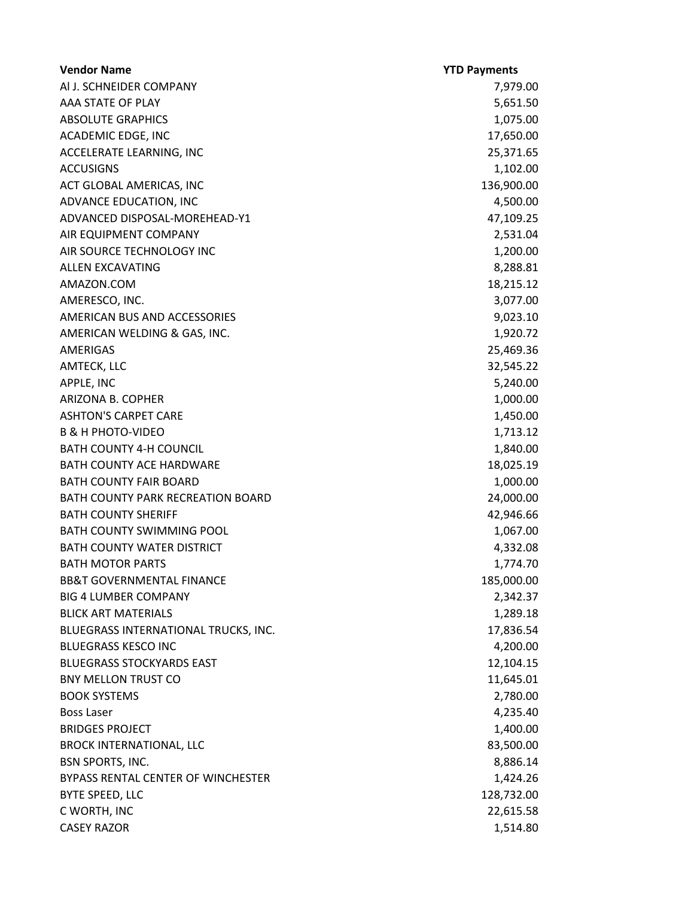| Vendor Name | YTD Payments |
| --- | --- |
| Al J. SCHNEIDER COMPANY | 7,979.00 |
| AAA STATE OF PLAY | 5,651.50 |
| ABSOLUTE GRAPHICS | 1,075.00 |
| ACADEMIC EDGE, INC | 17,650.00 |
| ACCELERATE LEARNING, INC | 25,371.65 |
| ACCUSIGNS | 1,102.00 |
| ACT GLOBAL AMERICAS, INC | 136,900.00 |
| ADVANCE EDUCATION, INC | 4,500.00 |
| ADVANCED DISPOSAL-MOREHEAD-Y1 | 47,109.25 |
| AIR EQUIPMENT COMPANY | 2,531.04 |
| AIR SOURCE TECHNOLOGY INC | 1,200.00 |
| ALLEN EXCAVATING | 8,288.81 |
| AMAZON.COM | 18,215.12 |
| AMERESCO, INC. | 3,077.00 |
| AMERICAN BUS AND ACCESSORIES | 9,023.10 |
| AMERICAN WELDING & GAS, INC. | 1,920.72 |
| AMERIGAS | 25,469.36 |
| AMTECK, LLC | 32,545.22 |
| APPLE, INC | 5,240.00 |
| ARIZONA B. COPHER | 1,000.00 |
| ASHTON'S CARPET CARE | 1,450.00 |
| B & H PHOTO-VIDEO | 1,713.12 |
| BATH COUNTY 4-H COUNCIL | 1,840.00 |
| BATH COUNTY ACE HARDWARE | 18,025.19 |
| BATH COUNTY FAIR BOARD | 1,000.00 |
| BATH COUNTY PARK RECREATION BOARD | 24,000.00 |
| BATH COUNTY SHERIFF | 42,946.66 |
| BATH COUNTY SWIMMING POOL | 1,067.00 |
| BATH COUNTY WATER DISTRICT | 4,332.08 |
| BATH MOTOR PARTS | 1,774.70 |
| BB&T GOVERNMENTAL FINANCE | 185,000.00 |
| BIG 4 LUMBER COMPANY | 2,342.37 |
| BLICK ART MATERIALS | 1,289.18 |
| BLUEGRASS INTERNATIONAL TRUCKS, INC. | 17,836.54 |
| BLUEGRASS KESCO INC | 4,200.00 |
| BLUEGRASS STOCKYARDS EAST | 12,104.15 |
| BNY MELLON TRUST CO | 11,645.01 |
| BOOK SYSTEMS | 2,780.00 |
| Boss Laser | 4,235.40 |
| BRIDGES PROJECT | 1,400.00 |
| BROCK INTERNATIONAL, LLC | 83,500.00 |
| BSN SPORTS, INC. | 8,886.14 |
| BYPASS RENTAL CENTER OF WINCHESTER | 1,424.26 |
| BYTE SPEED, LLC | 128,732.00 |
| C WORTH, INC | 22,615.58 |
| CASEY RAZOR | 1,514.80 |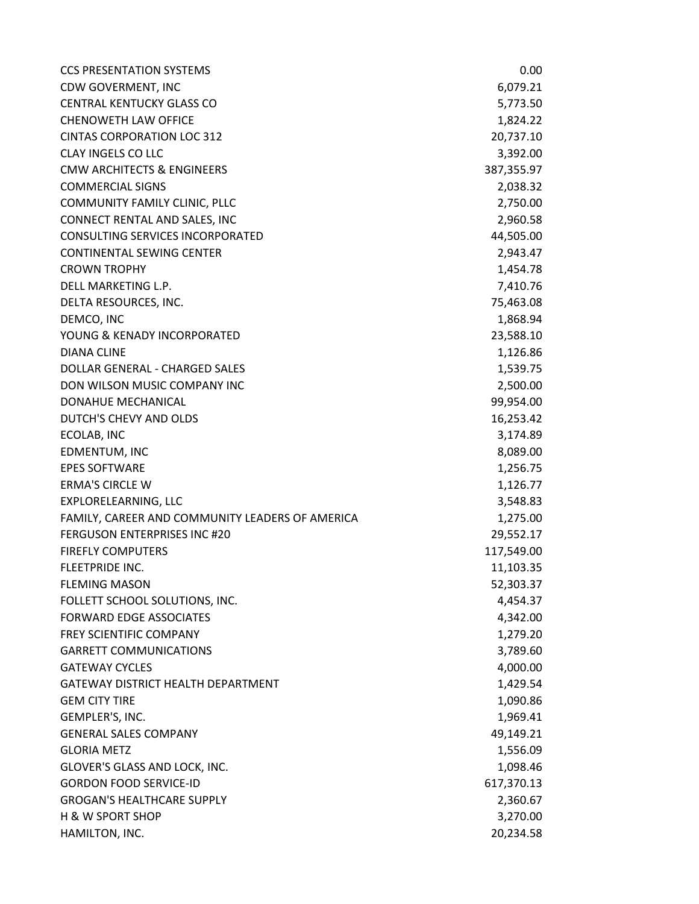| | |
|---|---|
| CCS PRESENTATION SYSTEMS | 0.00 |
| CDW GOVERMENT, INC | 6,079.21 |
| CENTRAL KENTUCKY GLASS CO | 5,773.50 |
| CHENOWETH LAW OFFICE | 1,824.22 |
| CINTAS CORPORATION LOC 312 | 20,737.10 |
| CLAY INGELS CO LLC | 3,392.00 |
| CMW ARCHITECTS & ENGINEERS | 387,355.97 |
| COMMERCIAL SIGNS | 2,038.32 |
| COMMUNITY FAMILY CLINIC, PLLC | 2,750.00 |
| CONNECT RENTAL AND SALES, INC | 2,960.58 |
| CONSULTING SERVICES INCORPORATED | 44,505.00 |
| CONTINENTAL SEWING CENTER | 2,943.47 |
| CROWN TROPHY | 1,454.78 |
| DELL MARKETING L.P. | 7,410.76 |
| DELTA RESOURCES, INC. | 75,463.08 |
| DEMCO, INC | 1,868.94 |
| YOUNG & KENADY INCORPORATED | 23,588.10 |
| DIANA CLINE | 1,126.86 |
| DOLLAR GENERAL - CHARGED SALES | 1,539.75 |
| DON WILSON MUSIC COMPANY INC | 2,500.00 |
| DONAHUE MECHANICAL | 99,954.00 |
| DUTCH'S CHEVY AND OLDS | 16,253.42 |
| ECOLAB, INC | 3,174.89 |
| EDMENTUM, INC | 8,089.00 |
| EPES SOFTWARE | 1,256.75 |
| ERMA'S CIRCLE W | 1,126.77 |
| EXPLORELEARNING, LLC | 3,548.83 |
| FAMILY, CAREER AND COMMUNITY LEADERS OF AMERICA | 1,275.00 |
| FERGUSON ENTERPRISES INC #20 | 29,552.17 |
| FIREFLY COMPUTERS | 117,549.00 |
| FLEETPRIDE INC. | 11,103.35 |
| FLEMING MASON | 52,303.37 |
| FOLLETT SCHOOL SOLUTIONS, INC. | 4,454.37 |
| FORWARD EDGE ASSOCIATES | 4,342.00 |
| FREY SCIENTIFIC COMPANY | 1,279.20 |
| GARRETT COMMUNICATIONS | 3,789.60 |
| GATEWAY CYCLES | 4,000.00 |
| GATEWAY DISTRICT HEALTH DEPARTMENT | 1,429.54 |
| GEM CITY TIRE | 1,090.86 |
| GEMPLER'S, INC. | 1,969.41 |
| GENERAL SALES COMPANY | 49,149.21 |
| GLORIA METZ | 1,556.09 |
| GLOVER'S GLASS AND LOCK, INC. | 1,098.46 |
| GORDON FOOD SERVICE-ID | 617,370.13 |
| GROGAN'S HEALTHCARE SUPPLY | 2,360.67 |
| H & W SPORT SHOP | 3,270.00 |
| HAMILTON, INC. | 20,234.58 |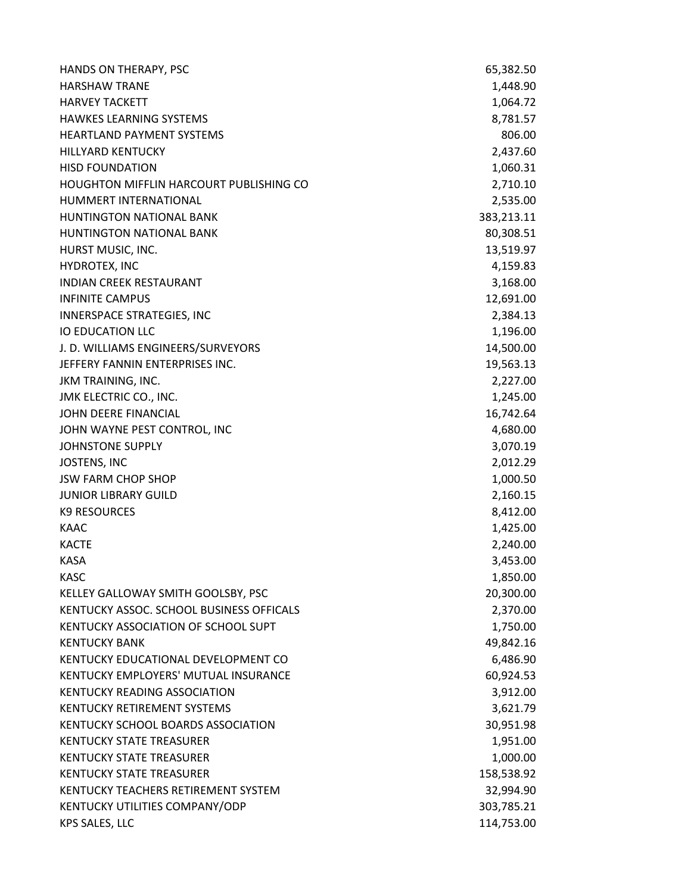| | |
|---|---|
| HANDS ON THERAPY, PSC | 65,382.50 |
| HARSHAW TRANE | 1,448.90 |
| HARVEY TACKETT | 1,064.72 |
| HAWKES LEARNING SYSTEMS | 8,781.57 |
| HEARTLAND PAYMENT SYSTEMS | 806.00 |
| HILLYARD KENTUCKY | 2,437.60 |
| HISD FOUNDATION | 1,060.31 |
| HOUGHTON MIFFLIN HARCOURT PUBLISHING CO | 2,710.10 |
| HUMMERT INTERNATIONAL | 2,535.00 |
| HUNTINGTON NATIONAL BANK | 383,213.11 |
| HUNTINGTON NATIONAL BANK | 80,308.51 |
| HURST MUSIC, INC. | 13,519.97 |
| HYDROTEX, INC | 4,159.83 |
| INDIAN CREEK RESTAURANT | 3,168.00 |
| INFINITE CAMPUS | 12,691.00 |
| INNERSPACE STRATEGIES, INC | 2,384.13 |
| IO EDUCATION LLC | 1,196.00 |
| J. D. WILLIAMS ENGINEERS/SURVEYORS | 14,500.00 |
| JEFFERY FANNIN ENTERPRISES INC. | 19,563.13 |
| JKM TRAINING, INC. | 2,227.00 |
| JMK ELECTRIC CO., INC. | 1,245.00 |
| JOHN DEERE FINANCIAL | 16,742.64 |
| JOHN WAYNE PEST CONTROL, INC | 4,680.00 |
| JOHNSTONE SUPPLY | 3,070.19 |
| JOSTENS, INC | 2,012.29 |
| JSW FARM CHOP SHOP | 1,000.50 |
| JUNIOR LIBRARY GUILD | 2,160.15 |
| K9 RESOURCES | 8,412.00 |
| KAAC | 1,425.00 |
| KACTE | 2,240.00 |
| KASA | 3,453.00 |
| KASC | 1,850.00 |
| KELLEY GALLOWAY SMITH GOOLSBY, PSC | 20,300.00 |
| KENTUCKY ASSOC. SCHOOL BUSINESS OFFICALS | 2,370.00 |
| KENTUCKY ASSOCIATION OF SCHOOL SUPT | 1,750.00 |
| KENTUCKY BANK | 49,842.16 |
| KENTUCKY EDUCATIONAL DEVELOPMENT CO | 6,486.90 |
| KENTUCKY EMPLOYERS' MUTUAL INSURANCE | 60,924.53 |
| KENTUCKY READING ASSOCIATION | 3,912.00 |
| KENTUCKY RETIREMENT SYSTEMS | 3,621.79 |
| KENTUCKY SCHOOL BOARDS ASSOCIATION | 30,951.98 |
| KENTUCKY STATE TREASURER | 1,951.00 |
| KENTUCKY STATE TREASURER | 1,000.00 |
| KENTUCKY STATE TREASURER | 158,538.92 |
| KENTUCKY TEACHERS RETIREMENT SYSTEM | 32,994.90 |
| KENTUCKY UTILITIES COMPANY/ODP | 303,785.21 |
| KPS SALES, LLC | 114,753.00 |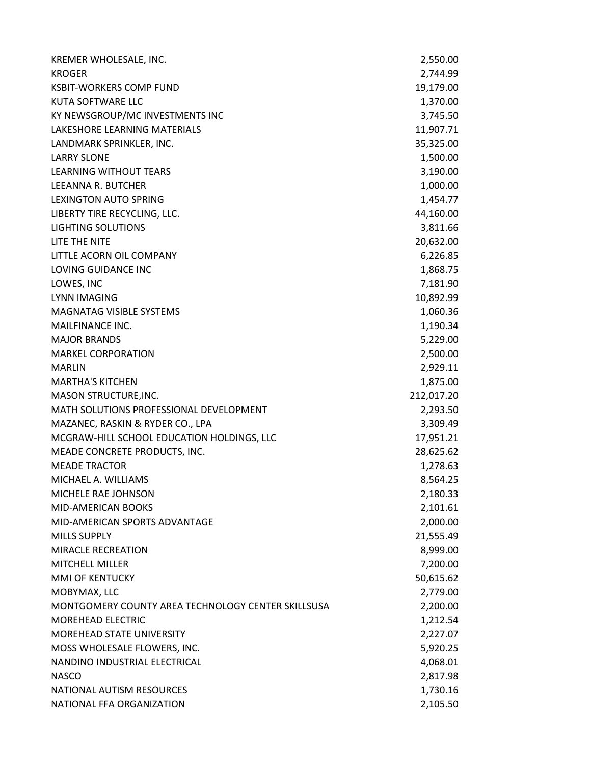| | |
|---|---|
| KREMER WHOLESALE, INC. | 2,550.00 |
| KROGER | 2,744.99 |
| KSBIT-WORKERS COMP FUND | 19,179.00 |
| KUTA SOFTWARE LLC | 1,370.00 |
| KY NEWSGROUP/MC INVESTMENTS INC | 3,745.50 |
| LAKESHORE LEARNING MATERIALS | 11,907.71 |
| LANDMARK SPRINKLER, INC. | 35,325.00 |
| LARRY SLONE | 1,500.00 |
| LEARNING WITHOUT TEARS | 3,190.00 |
| LEEANNA R. BUTCHER | 1,000.00 |
| LEXINGTON AUTO SPRING | 1,454.77 |
| LIBERTY TIRE RECYCLING, LLC. | 44,160.00 |
| LIGHTING SOLUTIONS | 3,811.66 |
| LITE THE NITE | 20,632.00 |
| LITTLE ACORN OIL COMPANY | 6,226.85 |
| LOVING GUIDANCE INC | 1,868.75 |
| LOWES, INC | 7,181.90 |
| LYNN IMAGING | 10,892.99 |
| MAGNATAG VISIBLE SYSTEMS | 1,060.36 |
| MAILFINANCE INC. | 1,190.34 |
| MAJOR BRANDS | 5,229.00 |
| MARKEL CORPORATION | 2,500.00 |
| MARLIN | 2,929.11 |
| MARTHA'S KITCHEN | 1,875.00 |
| MASON STRUCTURE,INC. | 212,017.20 |
| MATH SOLUTIONS PROFESSIONAL DEVELOPMENT | 2,293.50 |
| MAZANEC, RASKIN & RYDER CO., LPA | 3,309.49 |
| MCGRAW-HILL SCHOOL EDUCATION HOLDINGS, LLC | 17,951.21 |
| MEADE CONCRETE PRODUCTS, INC. | 28,625.62 |
| MEADE TRACTOR | 1,278.63 |
| MICHAEL A. WILLIAMS | 8,564.25 |
| MICHELE RAE JOHNSON | 2,180.33 |
| MID-AMERICAN BOOKS | 2,101.61 |
| MID-AMERICAN SPORTS ADVANTAGE | 2,000.00 |
| MILLS SUPPLY | 21,555.49 |
| MIRACLE RECREATION | 8,999.00 |
| MITCHELL MILLER | 7,200.00 |
| MMI OF KENTUCKY | 50,615.62 |
| MOBYMAX, LLC | 2,779.00 |
| MONTGOMERY COUNTY AREA TECHNOLOGY CENTER SKILLSUSA | 2,200.00 |
| MOREHEAD ELECTRIC | 1,212.54 |
| MOREHEAD STATE UNIVERSITY | 2,227.07 |
| MOSS WHOLESALE FLOWERS, INC. | 5,920.25 |
| NANDINO INDUSTRIAL ELECTRICAL | 4,068.01 |
| NASCO | 2,817.98 |
| NATIONAL AUTISM RESOURCES | 1,730.16 |
| NATIONAL FFA ORGANIZATION | 2,105.50 |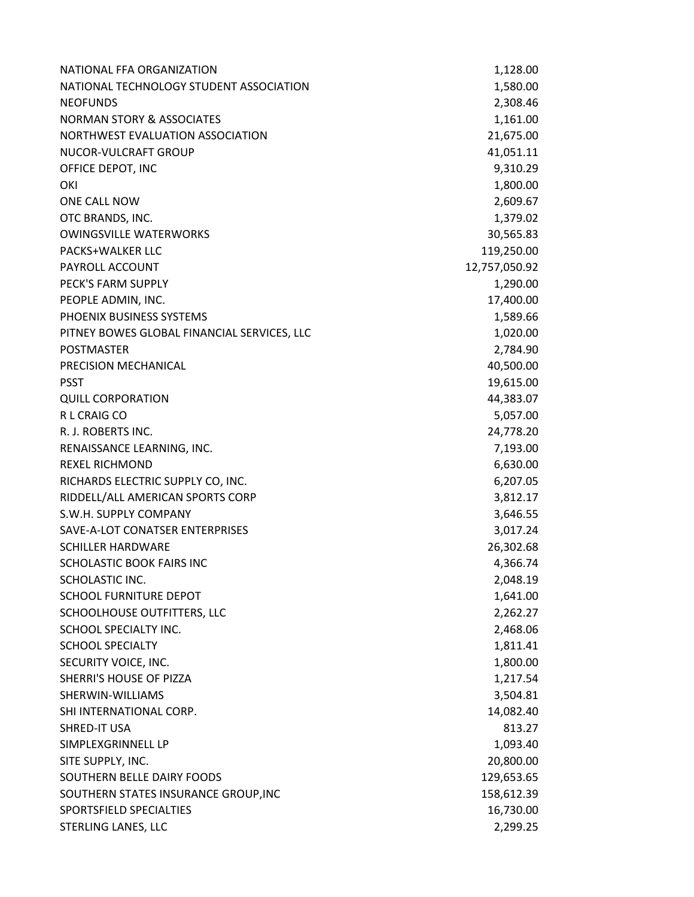| | |
|---|---|
| NATIONAL FFA ORGANIZATION | 1,128.00 |
| NATIONAL TECHNOLOGY STUDENT ASSOCIATION | 1,580.00 |
| NEOFUNDS | 2,308.46 |
| NORMAN STORY & ASSOCIATES | 1,161.00 |
| NORTHWEST EVALUATION ASSOCIATION | 21,675.00 |
| NUCOR-VULCRAFT GROUP | 41,051.11 |
| OFFICE DEPOT, INC | 9,310.29 |
| OKI | 1,800.00 |
| ONE CALL NOW | 2,609.67 |
| OTC BRANDS, INC. | 1,379.02 |
| OWINGSVILLE WATERWORKS | 30,565.83 |
| PACKS+WALKER LLC | 119,250.00 |
| PAYROLL ACCOUNT | 12,757,050.92 |
| PECK'S FARM SUPPLY | 1,290.00 |
| PEOPLE ADMIN, INC. | 17,400.00 |
| PHOENIX BUSINESS SYSTEMS | 1,589.66 |
| PITNEY BOWES GLOBAL FINANCIAL SERVICES, LLC | 1,020.00 |
| POSTMASTER | 2,784.90 |
| PRECISION MECHANICAL | 40,500.00 |
| PSST | 19,615.00 |
| QUILL CORPORATION | 44,383.07 |
| R L CRAIG CO | 5,057.00 |
| R. J. ROBERTS INC. | 24,778.20 |
| RENAISSANCE LEARNING, INC. | 7,193.00 |
| REXEL RICHMOND | 6,630.00 |
| RICHARDS ELECTRIC SUPPLY CO, INC. | 6,207.05 |
| RIDDELL/ALL AMERICAN SPORTS CORP | 3,812.17 |
| S.W.H. SUPPLY COMPANY | 3,646.55 |
| SAVE-A-LOT CONATSER ENTERPRISES | 3,017.24 |
| SCHILLER HARDWARE | 26,302.68 |
| SCHOLASTIC BOOK FAIRS INC | 4,366.74 |
| SCHOLASTIC INC. | 2,048.19 |
| SCHOOL FURNITURE DEPOT | 1,641.00 |
| SCHOOLHOUSE OUTFITTERS, LLC | 2,262.27 |
| SCHOOL SPECIALTY INC. | 2,468.06 |
| SCHOOL SPECIALTY | 1,811.41 |
| SECURITY VOICE, INC. | 1,800.00 |
| SHERRI'S HOUSE OF PIZZA | 1,217.54 |
| SHERWIN-WILLIAMS | 3,504.81 |
| SHI INTERNATIONAL CORP. | 14,082.40 |
| SHRED-IT USA | 813.27 |
| SIMPLEXGRINNELL LP | 1,093.40 |
| SITE SUPPLY, INC. | 20,800.00 |
| SOUTHERN BELLE DAIRY FOODS | 129,653.65 |
| SOUTHERN STATES INSURANCE GROUP,INC | 158,612.39 |
| SPORTSFIELD SPECIALTIES | 16,730.00 |
| STERLING LANES, LLC | 2,299.25 |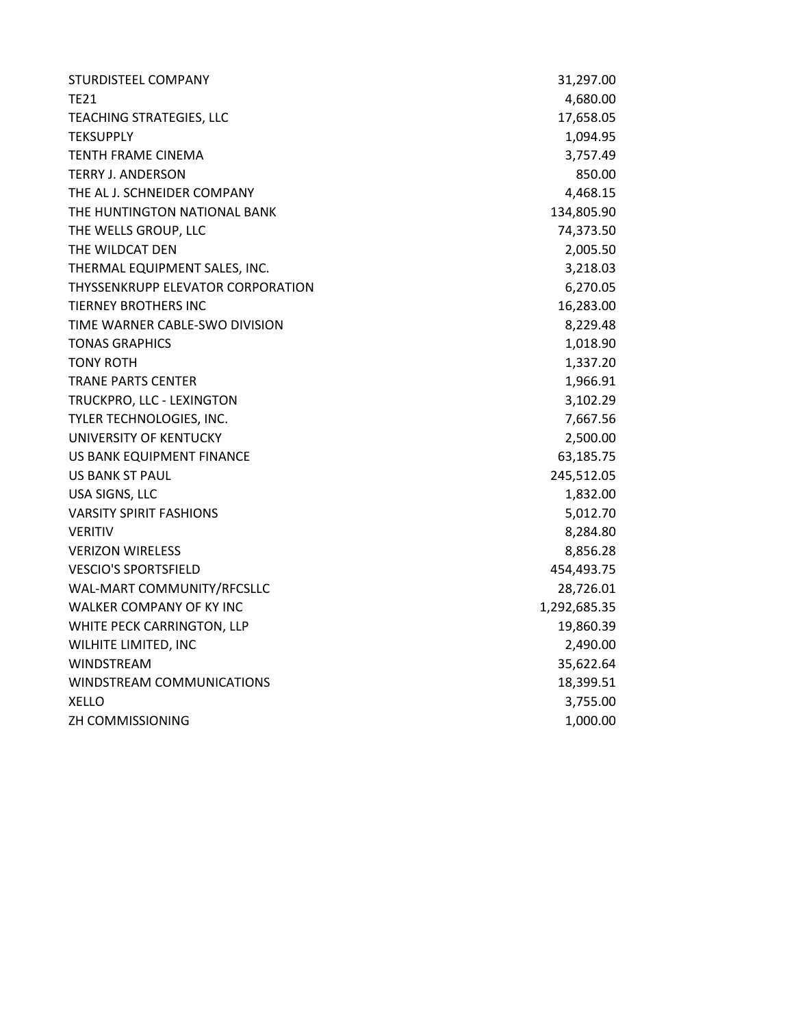| | |
|---|---|
| STURDISTEEL COMPANY | 31,297.00 |
| TE21 | 4,680.00 |
| TEACHING STRATEGIES, LLC | 17,658.05 |
| TEKSUPPLY | 1,094.95 |
| TENTH FRAME CINEMA | 3,757.49 |
| TERRY J. ANDERSON | 850.00 |
| THE AL J. SCHNEIDER COMPANY | 4,468.15 |
| THE HUNTINGTON NATIONAL BANK | 134,805.90 |
| THE WELLS GROUP, LLC | 74,373.50 |
| THE WILDCAT DEN | 2,005.50 |
| THERMAL EQUIPMENT SALES, INC. | 3,218.03 |
| THYSSENKRUPP ELEVATOR CORPORATION | 6,270.05 |
| TIERNEY BROTHERS INC | 16,283.00 |
| TIME WARNER CABLE-SWO DIVISION | 8,229.48 |
| TONAS GRAPHICS | 1,018.90 |
| TONY ROTH | 1,337.20 |
| TRANE PARTS CENTER | 1,966.91 |
| TRUCKPRO, LLC - LEXINGTON | 3,102.29 |
| TYLER TECHNOLOGIES, INC. | 7,667.56 |
| UNIVERSITY OF KENTUCKY | 2,500.00 |
| US BANK EQUIPMENT FINANCE | 63,185.75 |
| US BANK ST PAUL | 245,512.05 |
| USA SIGNS, LLC | 1,832.00 |
| VARSITY SPIRIT FASHIONS | 5,012.70 |
| VERITIV | 8,284.80 |
| VERIZON WIRELESS | 8,856.28 |
| VESCIO'S SPORTSFIELD | 454,493.75 |
| WAL-MART COMMUNITY/RFCSLLC | 28,726.01 |
| WALKER COMPANY OF KY INC | 1,292,685.35 |
| WHITE PECK CARRINGTON, LLP | 19,860.39 |
| WILHITE LIMITED, INC | 2,490.00 |
| WINDSTREAM | 35,622.64 |
| WINDSTREAM COMMUNICATIONS | 18,399.51 |
| XELLO | 3,755.00 |
| ZH COMMISSIONING | 1,000.00 |